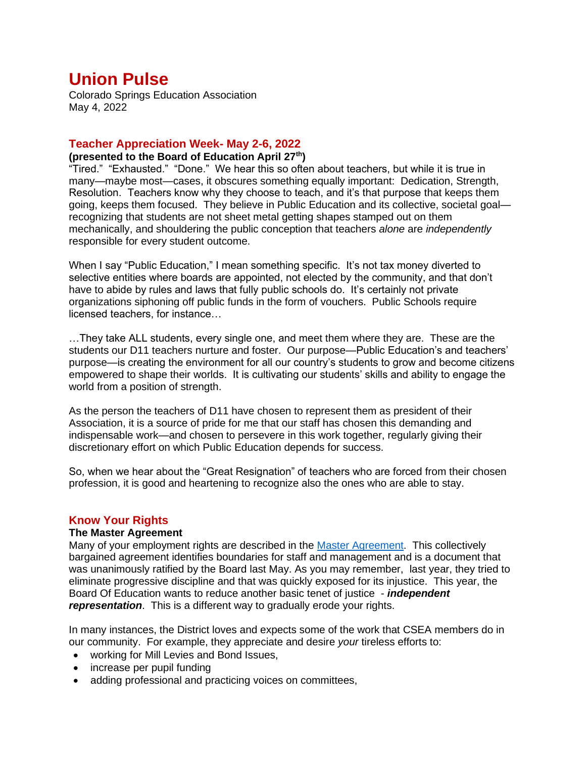# Union Pulse

Colorado Springs Education Association
May 4, 2022

## Teacher Appreciation Week- May 2-6, 2022

**(presented to the Board of Education April 27th)**

"Tired." "Exhausted." "Done." We hear this so often about teachers, but while it is true in many—maybe most—cases, it obscures something equally important: Dedication, Strength, Resolution. Teachers know why they choose to teach, and it's that purpose that keeps them going, keeps them focused. They believe in Public Education and its collective, societal goal—recognizing that students are not sheet metal getting shapes stamped out on them mechanically, and shouldering the public conception that teachers *alone* are *independently* responsible for every student outcome.

When I say "Public Education," I mean something specific. It's not tax money diverted to selective entities where boards are appointed, not elected by the community, and that don't have to abide by rules and laws that fully public schools do. It's certainly not private organizations siphoning off public funds in the form of vouchers. Public Schools require licensed teachers, for instance…

…They take ALL students, every single one, and meet them where they are. These are the students our D11 teachers nurture and foster. Our purpose—Public Education's and teachers' purpose—is creating the environment for all our country's students to grow and become citizens empowered to shape their worlds. It is cultivating our students' skills and ability to engage the world from a position of strength.

As the person the teachers of D11 have chosen to represent them as president of their Association, it is a source of pride for me that our staff has chosen this demanding and indispensable work—and chosen to persevere in this work together, regularly giving their discretionary effort on which Public Education depends for success.

So, when we hear about the "Great Resignation" of teachers who are forced from their chosen profession, it is good and heartening to recognize also the ones who are able to stay.

## Know Your Rights

**The Master Agreement**

Many of your employment rights are described in the [Master Agreement]. This collectively bargained agreement identifies boundaries for staff and management and is a document that was unanimously ratified by the Board last May. As you may remember, last year, they tried to eliminate progressive discipline and that was quickly exposed for its injustice. This year, the Board Of Education wants to reduce another basic tenet of justice - ***independent representation***. This is a different way to gradually erode your rights.

In many instances, the District loves and expects some of the work that CSEA members do in our community. For example, they appreciate and desire *your* tireless efforts to:

- working for Mill Levies and Bond Issues,
- increase per pupil funding
- adding professional and practicing voices on committees,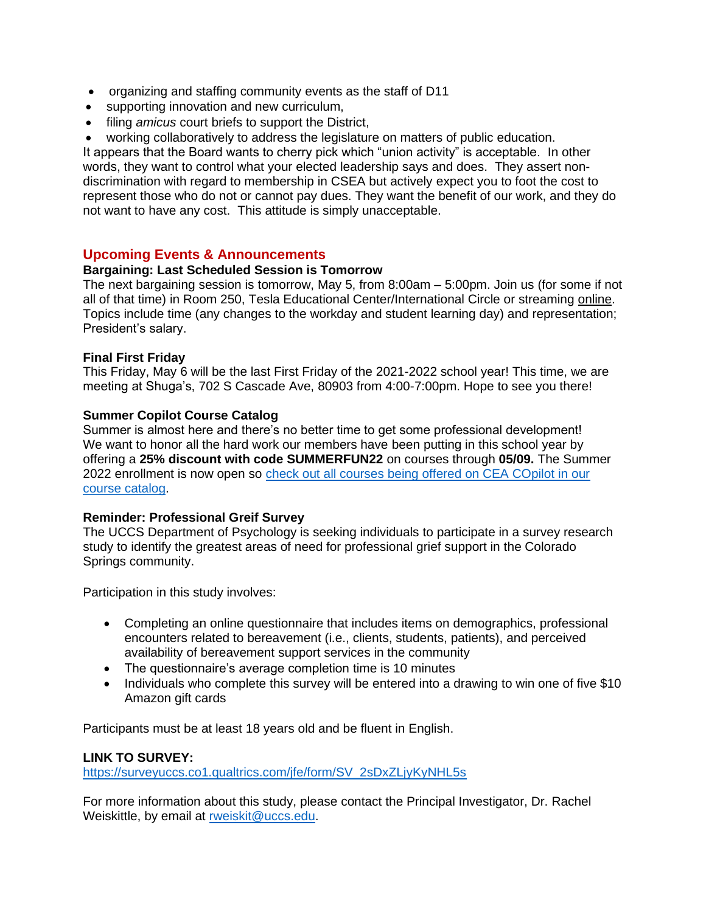- organizing and staffing community events as the staff of D11
- supporting innovation and new curriculum,
- filing *amicus* court briefs to support the District,
- working collaboratively to address the legislature on matters of public education.

It appears that the Board wants to cherry pick which "union activity" is acceptable. In other words, they want to control what your elected leadership says and does. They assert non-discrimination with regard to membership in CSEA but actively expect you to foot the cost to represent those who do not or cannot pay dues. They want the benefit of our work, and they do not want to have any cost. This attitude is simply unacceptable.

## Upcoming Events & Announcements

**Bargaining: Last Scheduled Session is Tomorrow**

The next bargaining session is tomorrow, May 5, from 8:00am – 5:00pm. Join us (for some if not all of that time) in Room 250, Tesla Educational Center/International Circle or streaming online. Topics include time (any changes to the workday and student learning day) and representation; President's salary.

**Final First Friday**

This Friday, May 6 will be the last First Friday of the 2021-2022 school year! This time, we are meeting at Shuga's, 702 S Cascade Ave, 80903 from 4:00-7:00pm. Hope to see you there!

**Summer Copilot Course Catalog**

Summer is almost here and there's no better time to get some professional development! We want to honor all the hard work our members have been putting in this school year by offering a **25% discount with code SUMMERFUN22** on courses through **05/09.** The Summer 2022 enrollment is now open so check out all courses being offered on CEA COpilot in our course catalog.

**Reminder: Professional Greif Survey**

The UCCS Department of Psychology is seeking individuals to participate in a survey research study to identify the greatest areas of need for professional grief support in the Colorado Springs community.

Participation in this study involves:

- Completing an online questionnaire that includes items on demographics, professional encounters related to bereavement (i.e., clients, students, patients), and perceived availability of bereavement support services in the community
- The questionnaire's average completion time is 10 minutes
- Individuals who complete this survey will be entered into a drawing to win one of five $10 Amazon gift cards

Participants must be at least 18 years old and be fluent in English.

**LINK TO SURVEY:**
https://surveyuccs.co1.qualtrics.com/jfe/form/SV_2sDxZLjyKyNHL5s

For more information about this study, please contact the Principal Investigator, Dr. Rachel Weiskittle, by email at rweiskit@uccs.edu.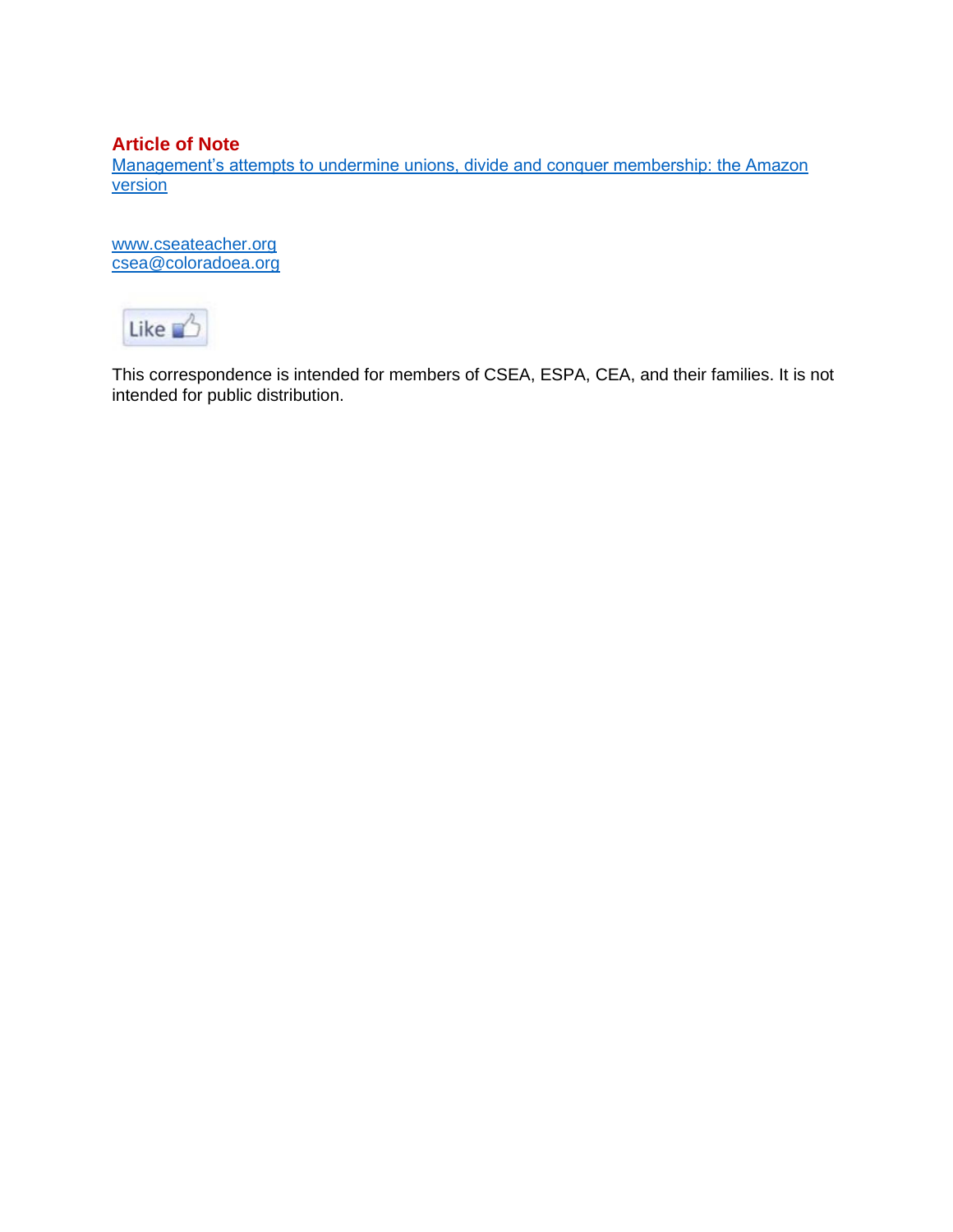**Article of Note**

Management's attempts to undermine unions, divide and conquer membership: the Amazon version

www.cseateacher.org
csea@coloradoea.org

Like

This correspondence is intended for members of CSEA, ESPA, CEA, and their families. It is not intended for public distribution.